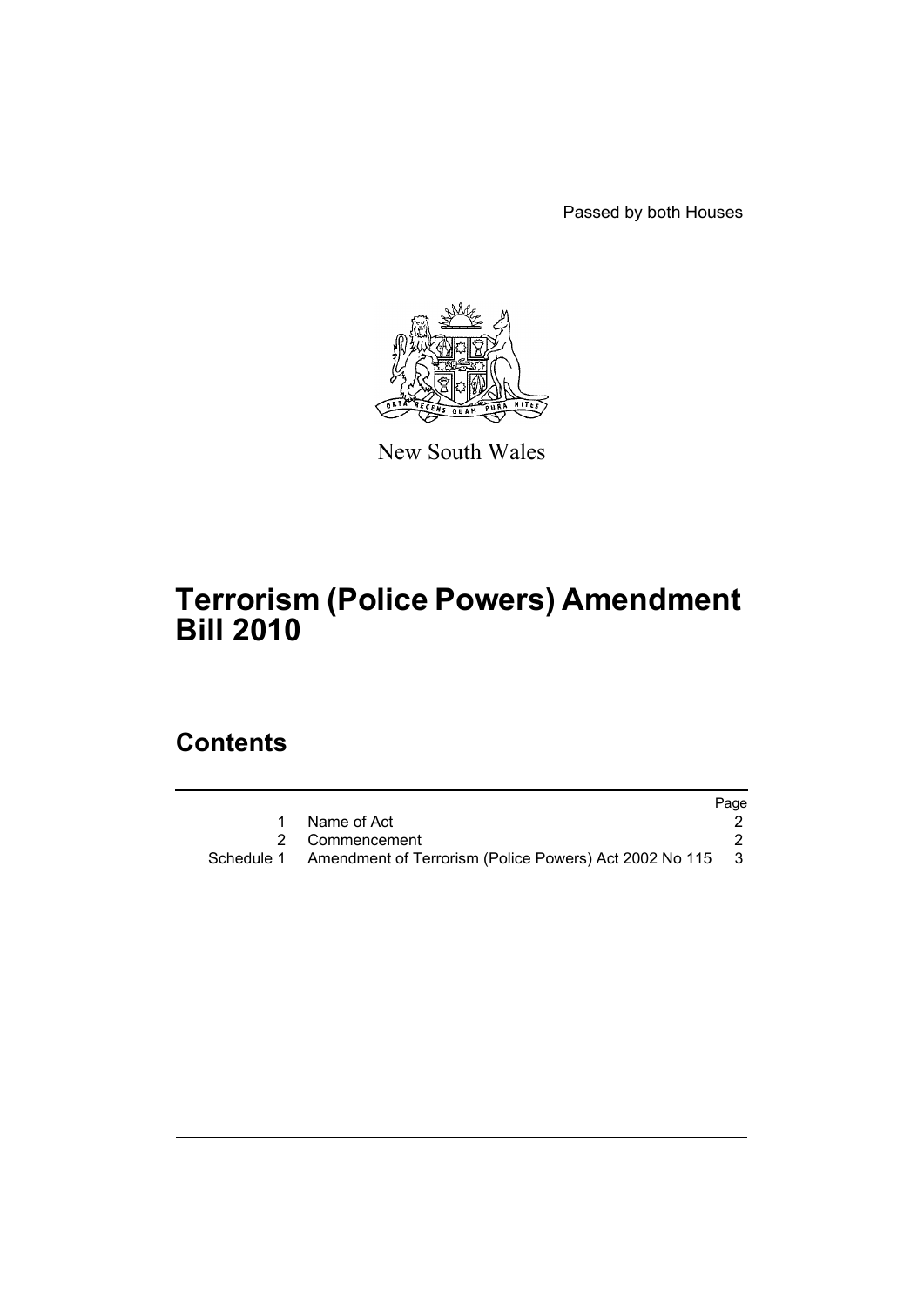Passed by both Houses

New South Wales

# Terrorism (Police Powers) Amendment Bill 2010

## Contents

| | | Page |
|---|---|---|
| 1 | Name of Act | 2 |
| 2 | Commencement | 2 |
| Schedule 1 | Amendment of Terrorism (Police Powers) Act 2002 No 115 | 3 |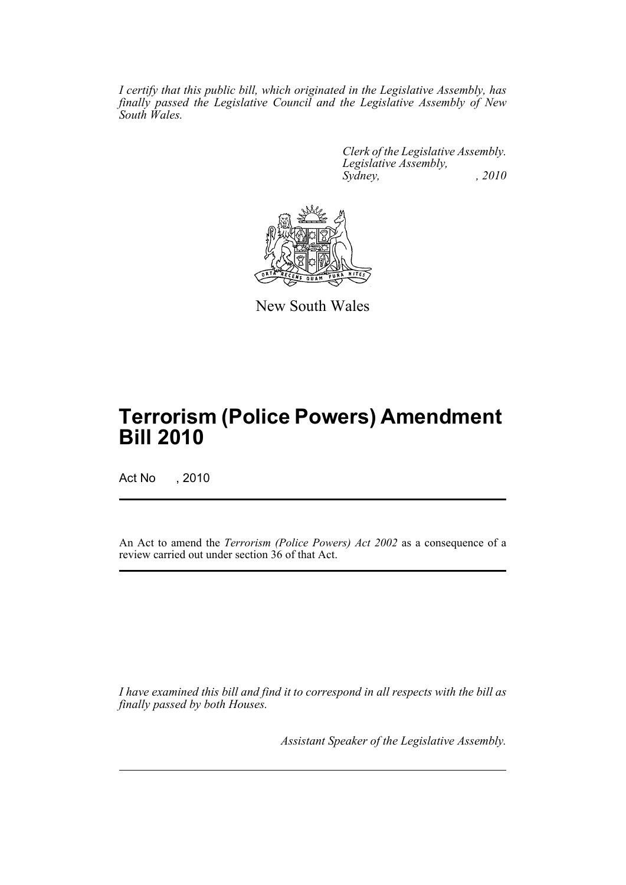*I certify that this public bill, which originated in the Legislative Assembly, has finally passed the Legislative Council and the Legislative Assembly of New South Wales.*

*Clerk of the Legislative Assembly.*
*Legislative Assembly,*
*Sydney, , 2010*

New South Wales

# Terrorism (Police Powers) Amendment Bill 2010

Act No , 2010

An Act to amend the *Terrorism (Police Powers) Act 2002* as a consequence of a review carried out under section 36 of that Act.

*I have examined this bill and find it to correspond in all respects with the bill as finally passed by both Houses.*

*Assistant Speaker of the Legislative Assembly.*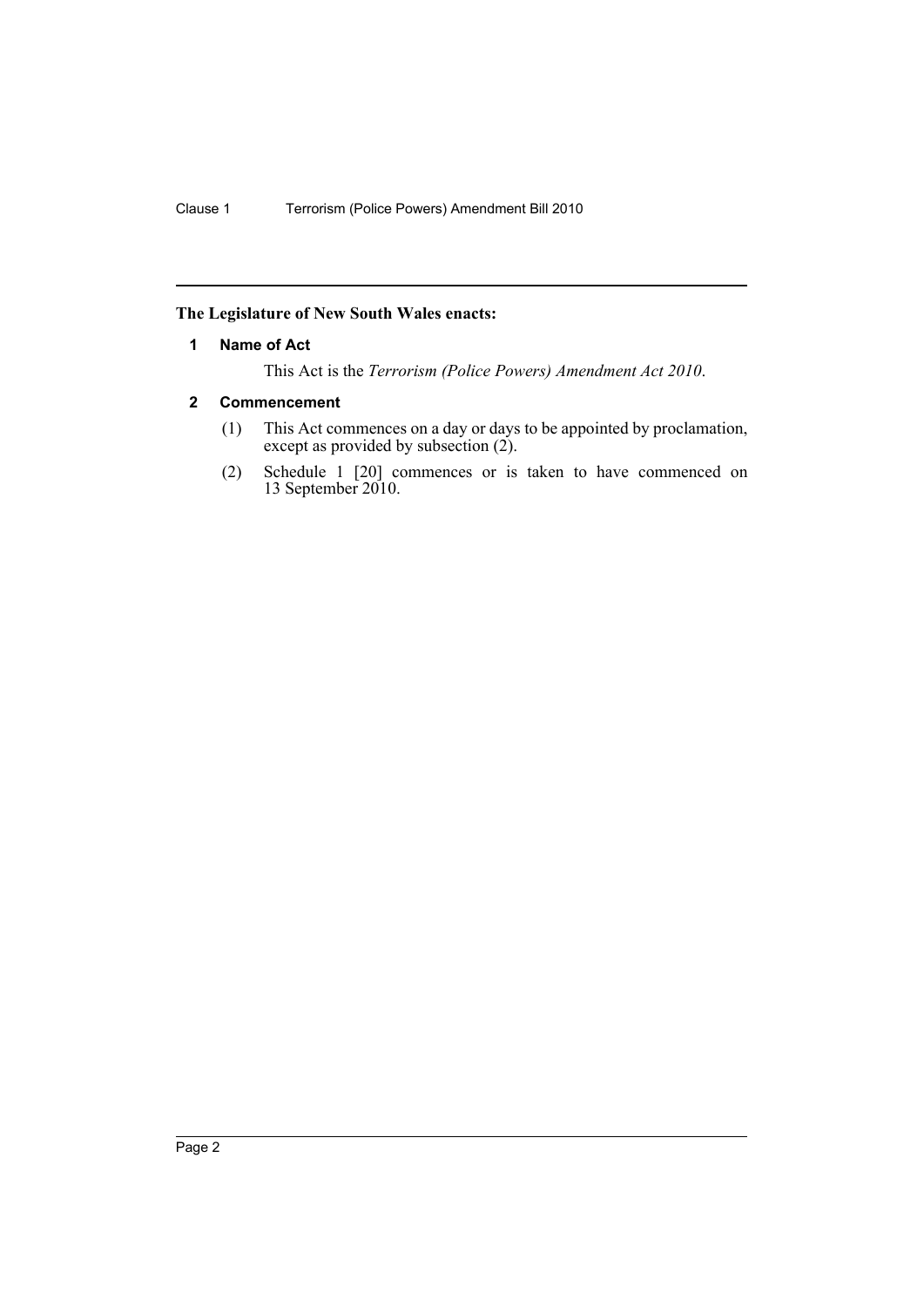**The Legislature of New South Wales enacts:**

## 1 Name of Act

This Act is the *Terrorism (Police Powers) Amendment Act 2010*.

## 2 Commencement

(1) This Act commences on a day or days to be appointed by proclamation, except as provided by subsection (2).

(2) Schedule 1 [20] commences or is taken to have commenced on 13 September 2010.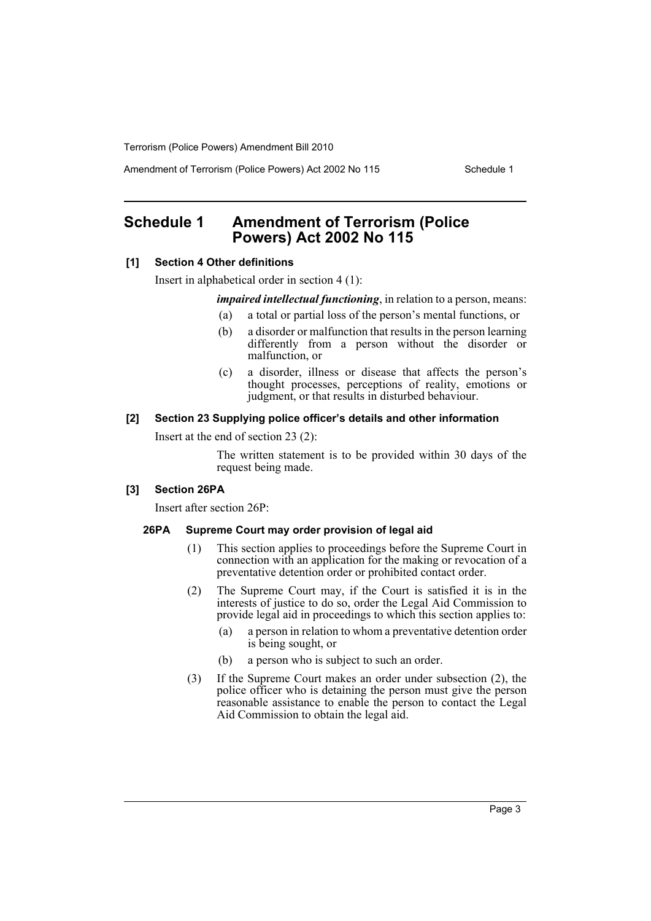## Schedule 1 Amendment of Terrorism (Police Powers) Act 2002 No 115

### [1] Section 4 Other definitions

Insert in alphabetical order in section 4 (1):

> ***impaired intellectual functioning***, in relation to a person, means:
>
> (a) a total or partial loss of the person's mental functions, or
>
> (b) a disorder or malfunction that results in the person learning differently from a person without the disorder or malfunction, or
>
> (c) a disorder, illness or disease that affects the person's thought processes, perceptions of reality, emotions or judgment, or that results in disturbed behaviour.

### [2] Section 23 Supplying police officer's details and other information

Insert at the end of section 23 (2):

> The written statement is to be provided within 30 days of the request being made.

### [3] Section 26PA

Insert after section 26P:

#### 26PA Supreme Court may order provision of legal aid

(1) This section applies to proceedings before the Supreme Court in connection with an application for the making or revocation of a preventative detention order or prohibited contact order.

(2) The Supreme Court may, if the Court is satisfied it is in the interests of justice to do so, order the Legal Aid Commission to provide legal aid in proceedings to which this section applies to:

- (a) a person in relation to whom a preventative detention order is being sought, or
- (b) a person who is subject to such an order.

(3) If the Supreme Court makes an order under subsection (2), the police officer who is detaining the person must give the person reasonable assistance to enable the person to contact the Legal Aid Commission to obtain the legal aid.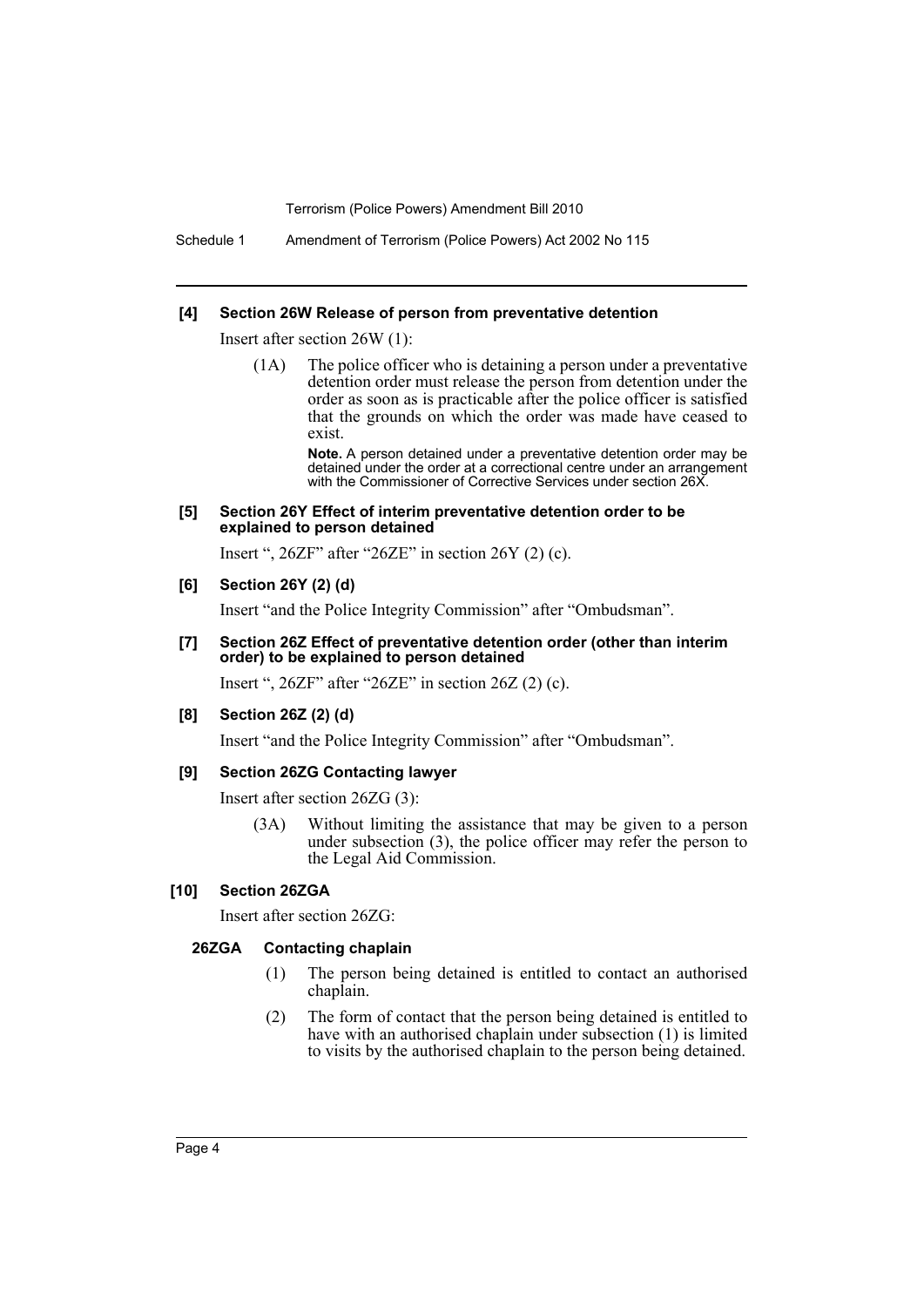**[4] Section 26W Release of person from preventative detention**

Insert after section 26W (1):

> (1A) The police officer who is detaining a person under a preventative detention order must release the person from detention under the order as soon as is practicable after the police officer is satisfied that the grounds on which the order was made have ceased to exist.
>
> **Note.** A person detained under a preventative detention order may be detained under the order at a correctional centre under an arrangement with the Commissioner of Corrective Services under section 26X.

**[5] Section 26Y Effect of interim preventative detention order to be explained to person detained**

Insert ", 26ZF" after "26ZE" in section 26Y (2) (c).

**[6] Section 26Y (2) (d)**

Insert "and the Police Integrity Commission" after "Ombudsman".

**[7] Section 26Z Effect of preventative detention order (other than interim order) to be explained to person detained**

Insert ", 26ZF" after "26ZE" in section 26Z (2) (c).

**[8] Section 26Z (2) (d)**

Insert "and the Police Integrity Commission" after "Ombudsman".

**[9] Section 26ZG Contacting lawyer**

Insert after section 26ZG (3):

> (3A) Without limiting the assistance that may be given to a person under subsection (3), the police officer may refer the person to the Legal Aid Commission.

**[10] Section 26ZGA**

Insert after section 26ZG:

> **26ZGA Contacting chaplain**
>
> (1) The person being detained is entitled to contact an authorised chaplain.
>
> (2) The form of contact that the person being detained is entitled to have with an authorised chaplain under subsection (1) is limited to visits by the authorised chaplain to the person being detained.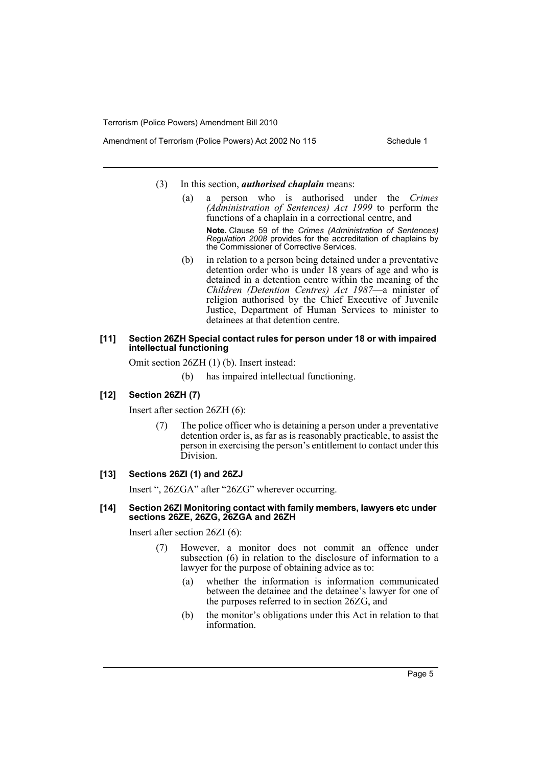(3) In this section, ***authorised chaplain*** means:

(a) a person who is authorised under the *Crimes (Administration of Sentences) Act 1999* to perform the functions of a chaplain in a correctional centre, and

**Note.** Clause 59 of the *Crimes (Administration of Sentences) Regulation 2008* provides for the accreditation of chaplains by the Commissioner of Corrective Services.

(b) in relation to a person being detained under a preventative detention order who is under 18 years of age and who is detained in a detention centre within the meaning of the *Children (Detention Centres) Act 1987*—a minister of religion authorised by the Chief Executive of Juvenile Justice, Department of Human Services to minister to detainees at that detention centre.

#### [11] Section 26ZH Special contact rules for person under 18 or with impaired intellectual functioning

Omit section 26ZH (1) (b). Insert instead:

(b) has impaired intellectual functioning.

#### [12] Section 26ZH (7)

Insert after section 26ZH (6):

(7) The police officer who is detaining a person under a preventative detention order is, as far as is reasonably practicable, to assist the person in exercising the person's entitlement to contact under this Division.

#### [13] Sections 26ZI (1) and 26ZJ

Insert ", 26ZGA" after "26ZG" wherever occurring.

#### [14] Section 26ZI Monitoring contact with family members, lawyers etc under sections 26ZE, 26ZG, 26ZGA and 26ZH

Insert after section 26ZI (6):

(7) However, a monitor does not commit an offence under subsection (6) in relation to the disclosure of information to a lawyer for the purpose of obtaining advice as to:

(a) whether the information is information communicated between the detainee and the detainee's lawyer for one of the purposes referred to in section 26ZG, and

(b) the monitor's obligations under this Act in relation to that information.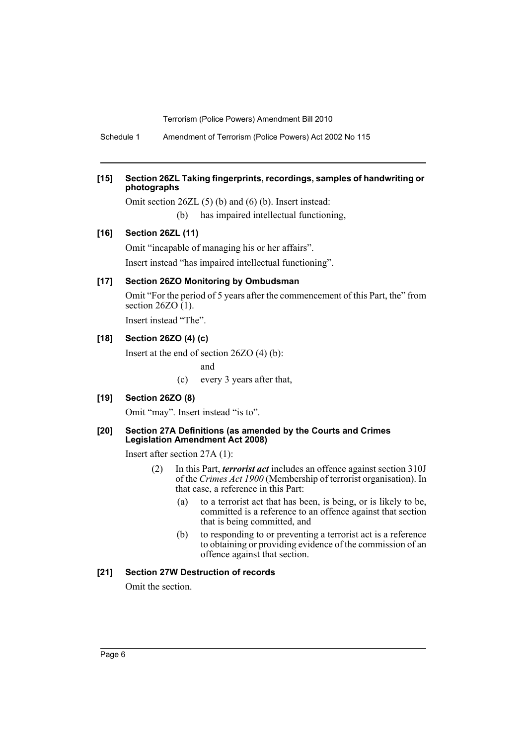**[15] Section 26ZL Taking fingerprints, recordings, samples of handwriting or photographs**

Omit section 26ZL (5) (b) and (6) (b). Insert instead:

(b) has impaired intellectual functioning,

**[16] Section 26ZL (11)**

Omit "incapable of managing his or her affairs".

Insert instead "has impaired intellectual functioning".

**[17] Section 26ZO Monitoring by Ombudsman**

Omit "For the period of 5 years after the commencement of this Part, the" from section 26ZO (1).

Insert instead "The".

**[18] Section 26ZO (4) (c)**

Insert at the end of section 26ZO (4) (b):

and

(c) every 3 years after that,

**[19] Section 26ZO (8)**

Omit "may". Insert instead "is to".

**[20] Section 27A Definitions (as amended by the Courts and Crimes Legislation Amendment Act 2008)**

Insert after section 27A (1):

(2) In this Part, ***terrorist act*** includes an offence against section 310J of the *Crimes Act 1900* (Membership of terrorist organisation). In that case, a reference in this Part:

(a) to a terrorist act that has been, is being, or is likely to be, committed is a reference to an offence against that section that is being committed, and

(b) to responding to or preventing a terrorist act is a reference to obtaining or providing evidence of the commission of an offence against that section.

**[21] Section 27W Destruction of records**

Omit the section.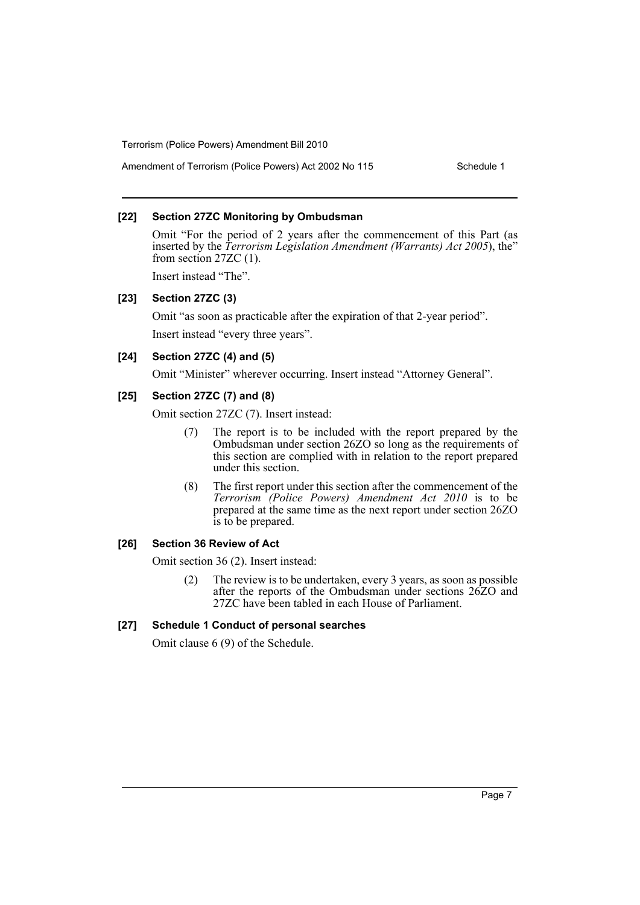### [22] Section 27ZC Monitoring by Ombudsman

Omit "For the period of 2 years after the commencement of this Part (as inserted by the *Terrorism Legislation Amendment (Warrants) Act 2005*), the" from section 27ZC (1).

Insert instead "The".

### [23] Section 27ZC (3)

Omit "as soon as practicable after the expiration of that 2-year period".

Insert instead "every three years".

### [24] Section 27ZC (4) and (5)

Omit "Minister" wherever occurring. Insert instead "Attorney General".

### [25] Section 27ZC (7) and (8)

Omit section 27ZC (7). Insert instead:

> (7) The report is to be included with the report prepared by the Ombudsman under section 26ZO so long as the requirements of this section are complied with in relation to the report prepared under this section.
>
> (8) The first report under this section after the commencement of the *Terrorism (Police Powers) Amendment Act 2010* is to be prepared at the same time as the next report under section 26ZO is to be prepared.

### [26] Section 36 Review of Act

Omit section 36 (2). Insert instead:

> (2) The review is to be undertaken, every 3 years, as soon as possible after the reports of the Ombudsman under sections 26ZO and 27ZC have been tabled in each House of Parliament.

### [27] Schedule 1 Conduct of personal searches

Omit clause 6 (9) of the Schedule.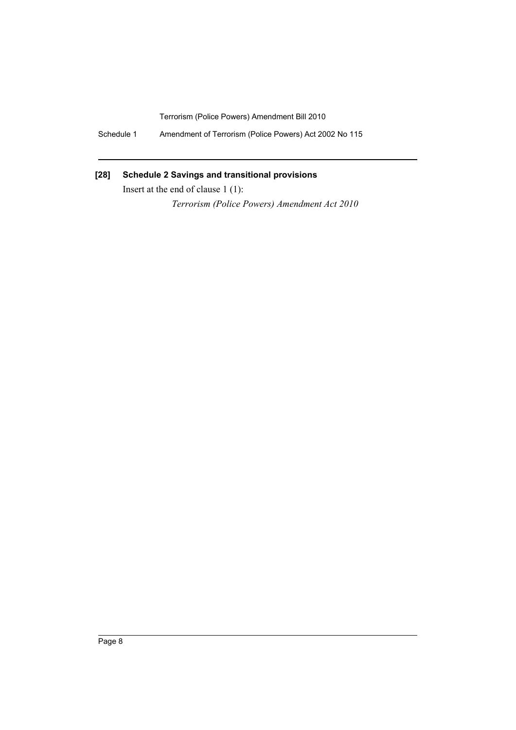**[28] Schedule 2 Savings and transitional provisions**

Insert at the end of clause 1 (1):

*Terrorism (Police Powers) Amendment Act 2010*